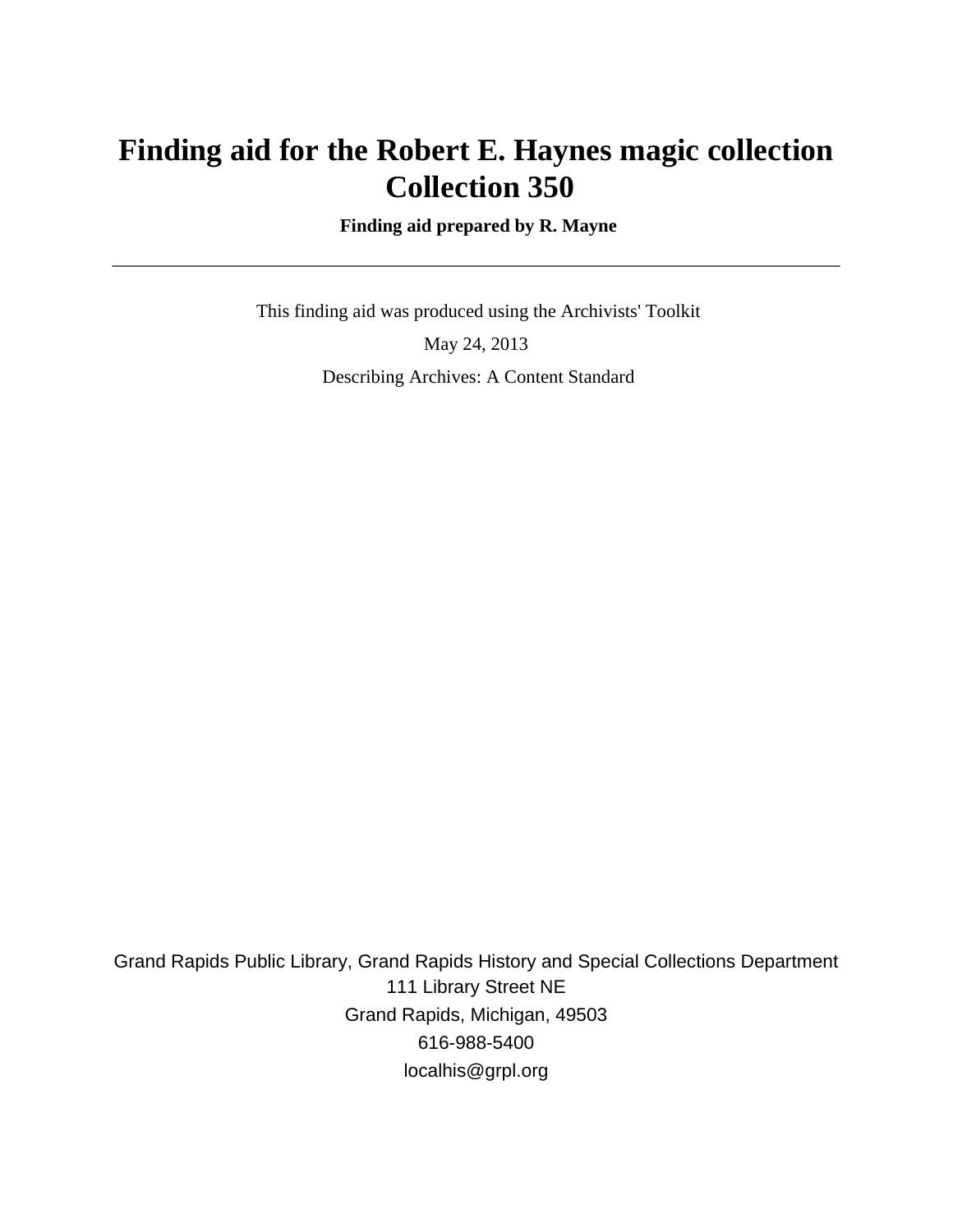# Finding aid for the Robert E. Haynes magic collection
# Collection 350

**Finding aid prepared by R. Mayne**

---

This finding aid was produced using the Archivists' Toolkit

May 24, 2013

Describing Archives: A Content Standard

Grand Rapids Public Library, Grand Rapids History and Special Collections Department
111 Library Street NE
Grand Rapids, Michigan, 49503
616-988-5400
localhis@grpl.org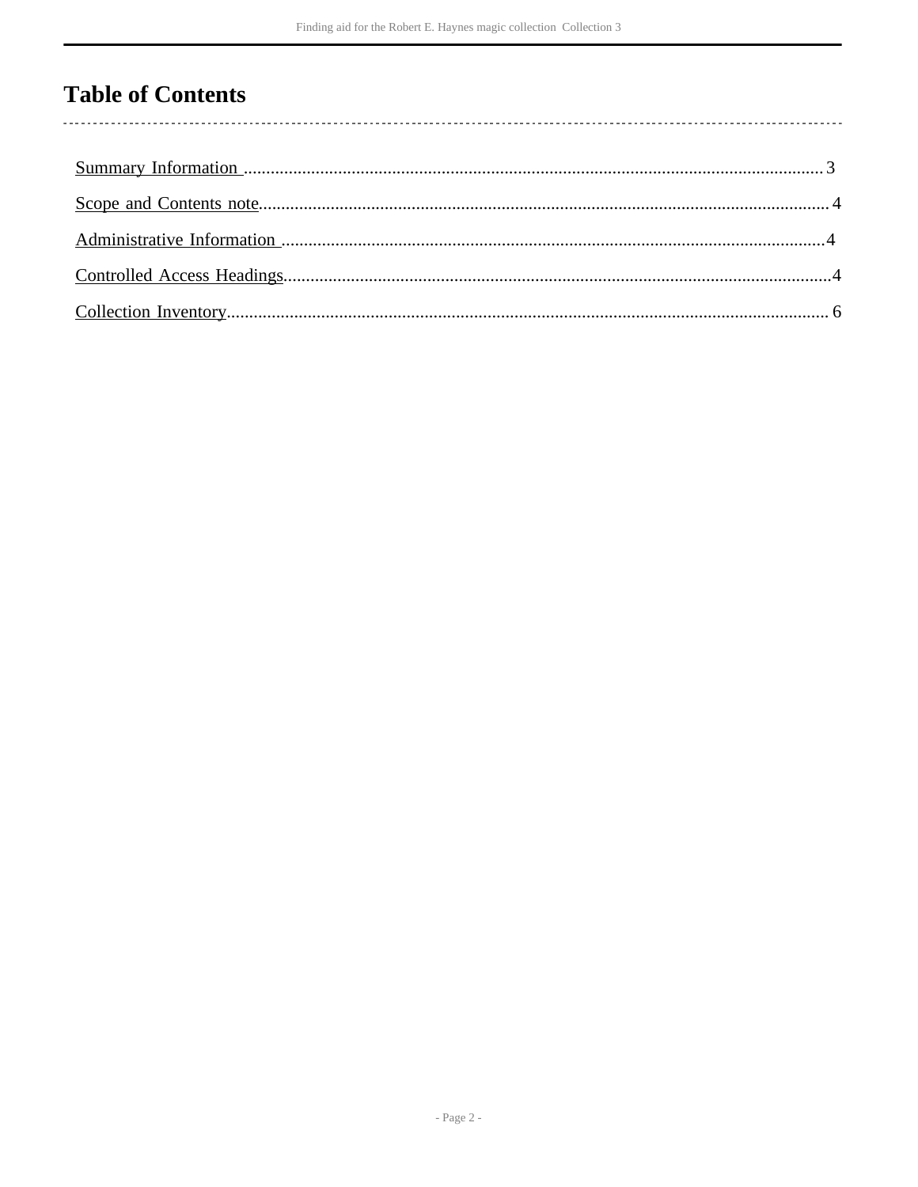# Table of Contents

Summary Information ....................................................................................................................... 3

Scope and Contents note.................................................................................................................... 4

Administrative Information ................................................................................................................4

Controlled Access Headings...............................................................................................................4

Collection Inventory........................................................................................................................... 6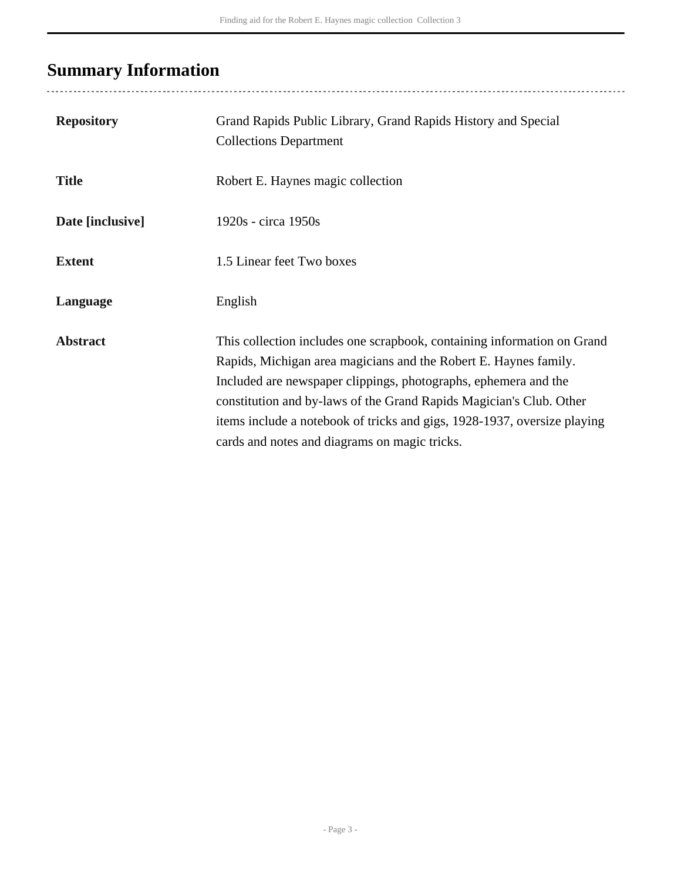## Summary Information

| | |
|---|---|
| **Repository** | Grand Rapids Public Library, Grand Rapids History and Special Collections Department |
| **Title** | Robert E. Haynes magic collection |
| **Date [inclusive]** | 1920s - circa 1950s |
| **Extent** | 1.5 Linear feet Two boxes |
| **Language** | English |
| **Abstract** | This collection includes one scrapbook, containing information on Grand Rapids, Michigan area magicians and the Robert E. Haynes family. Included are newspaper clippings, photographs, ephemera and the constitution and by-laws of the Grand Rapids Magician's Club. Other items include a notebook of tricks and gigs, 1928-1937, oversize playing cards and notes and diagrams on magic tricks. |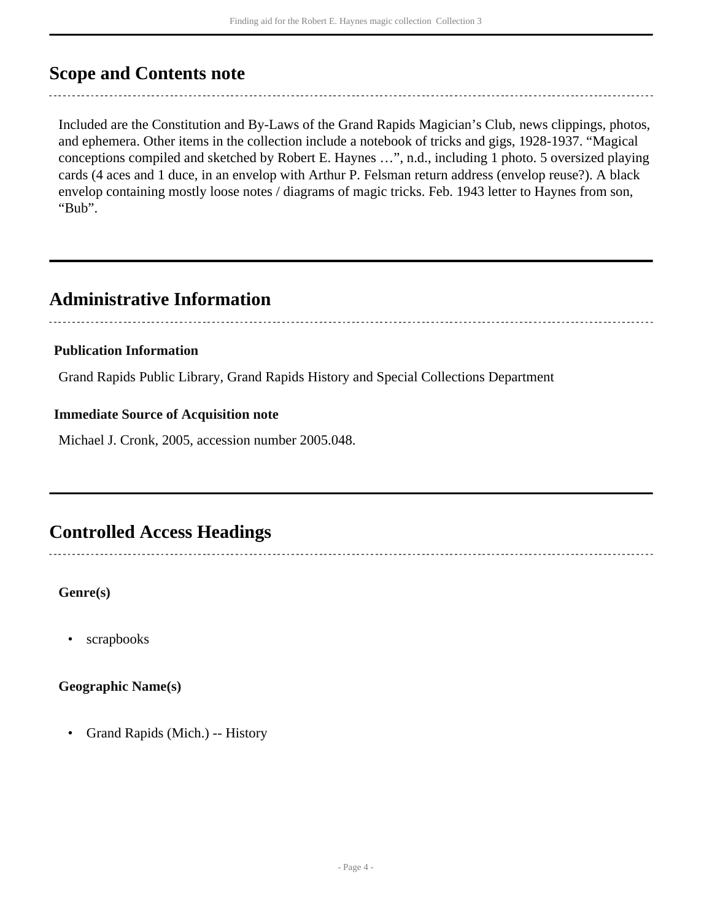## Scope and Contents note

Included are the Constitution and By-Laws of the Grand Rapids Magician's Club, news clippings, photos, and ephemera. Other items in the collection include a notebook of tricks and gigs, 1928-1937. "Magical conceptions compiled and sketched by Robert E. Haynes …", n.d., including 1 photo. 5 oversized playing cards (4 aces and 1 duce, in an envelop with Arthur P. Felsman return address (envelop reuse?). A black envelop containing mostly loose notes / diagrams of magic tricks. Feb. 1943 letter to Haynes from son, "Bub".

## Administrative Information

### Publication Information

Grand Rapids Public Library, Grand Rapids History and Special Collections Department

### Immediate Source of Acquisition note

Michael J. Cronk, 2005, accession number 2005.048.

## Controlled Access Headings

**Genre(s)**

- scrapbooks

**Geographic Name(s)**

- Grand Rapids (Mich.) -- History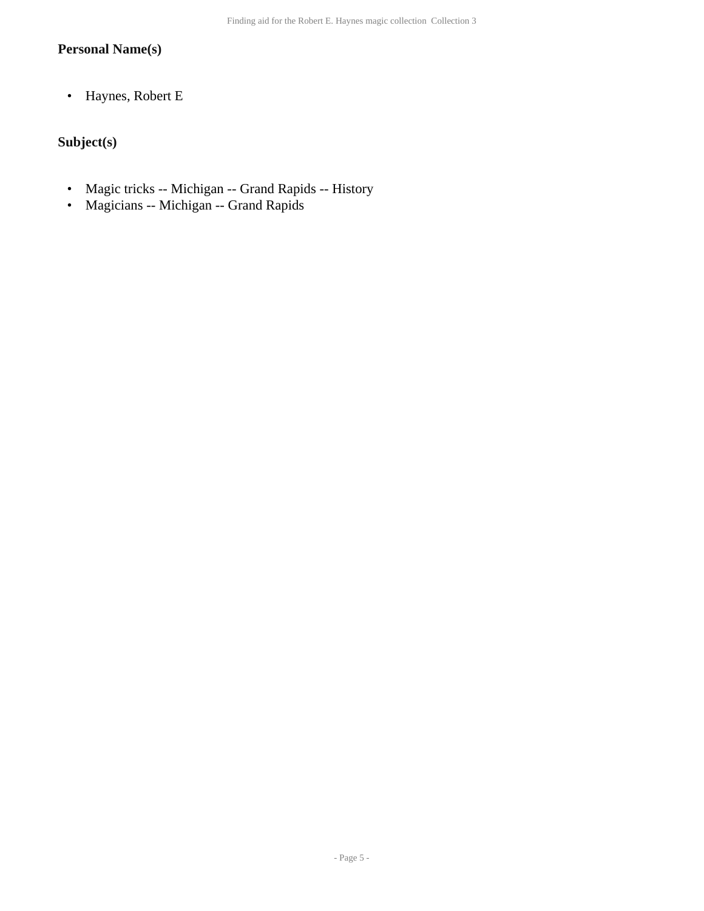### Personal Name(s)

- Haynes, Robert E

### Subject(s)

- Magic tricks -- Michigan -- Grand Rapids -- History
- Magicians -- Michigan -- Grand Rapids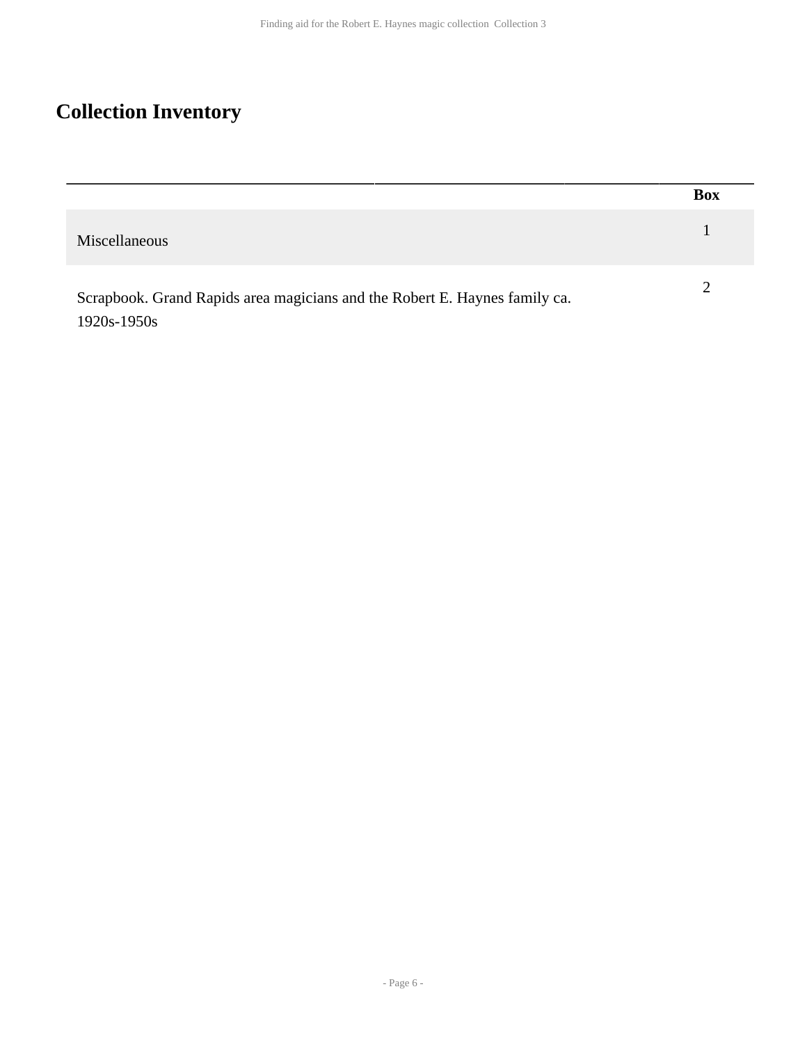## Collection Inventory

| | Box |
|---|---|
| Miscellaneous | 1 |
| Scrapbook. Grand Rapids area magicians and the Robert E. Haynes family ca. 1920s-1950s | 2 |